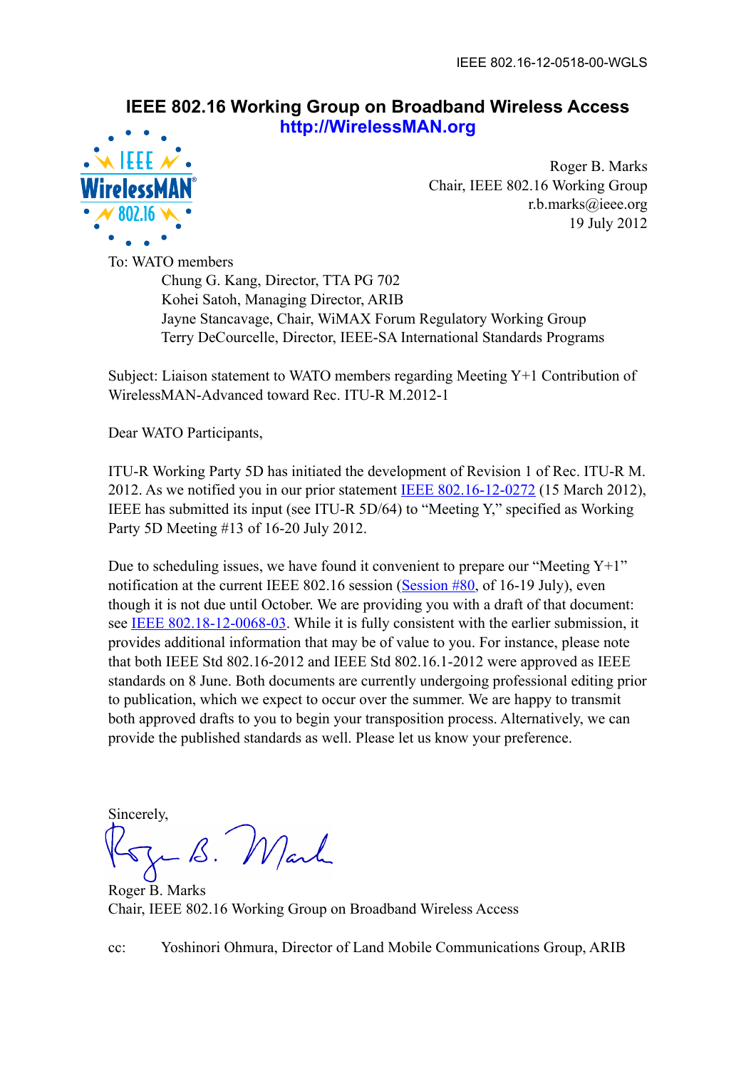IEEE 802.16-12-0518-00-WGLS

# IEEE 802.16 Working Group on Broadband Wireless Access

**http://WirelessMAN.org**

Roger B. Marks
Chair, IEEE 802.16 Working Group
r.b.marks@ieee.org
19 July 2012

To: WATO members
Chung G. Kang, Director, TTA PG 702
Kohei Satoh, Managing Director, ARIB
Jayne Stancavage, Chair, WiMAX Forum Regulatory Working Group
Terry DeCourcelle, Director, IEEE-SA International Standards Programs

Subject: Liaison statement to WATO members regarding Meeting Y+1 Contribution of WirelessMAN-Advanced toward Rec. ITU-R M.2012-1

Dear WATO Participants,

ITU-R Working Party 5D has initiated the development of Revision 1 of Rec. ITU-R M. 2012. As we notified you in our prior statement IEEE 802.16-12-0272 (15 March 2012), IEEE has submitted its input (see ITU-R 5D/64) to "Meeting Y," specified as Working Party 5D Meeting #13 of 16-20 July 2012.

Due to scheduling issues, we have found it convenient to prepare our "Meeting Y+1" notification at the current IEEE 802.16 session (Session #80, of 16-19 July), even though it is not due until October. We are providing you with a draft of that document: see IEEE 802.18-12-0068-03. While it is fully consistent with the earlier submission, it provides additional information that may be of value to you. For instance, please note that both IEEE Std 802.16-2012 and IEEE Std 802.16.1-2012 were approved as IEEE standards on 8 June. Both documents are currently undergoing professional editing prior to publication, which we expect to occur over the summer. We are happy to transmit both approved drafts to you to begin your transposition process. Alternatively, we can provide the published standards as well. Please let us know your preference.

Sincerely,

Roger B. Marks
Chair, IEEE 802.16 Working Group on Broadband Wireless Access

cc: Yoshinori Ohmura, Director of Land Mobile Communications Group, ARIB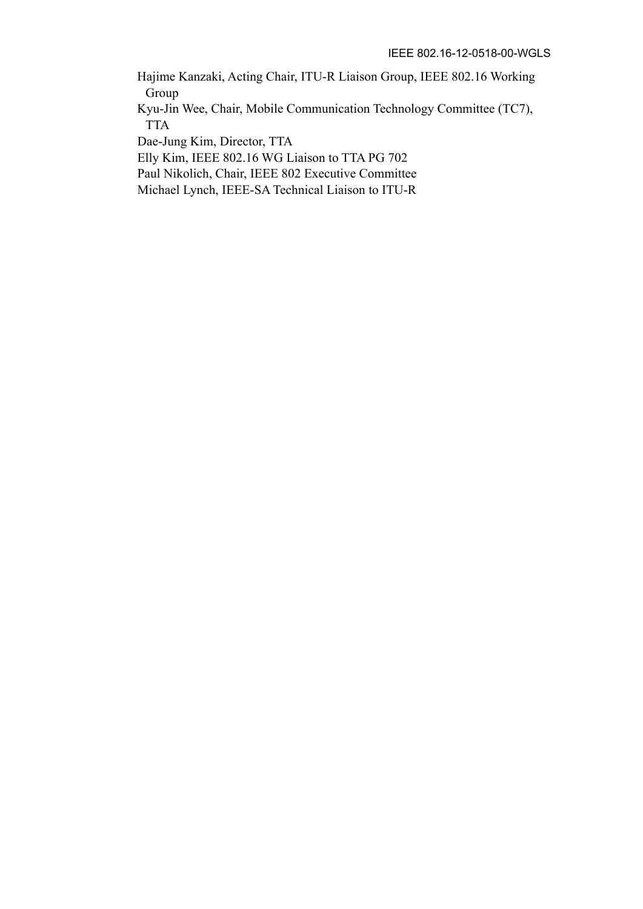Hajime Kanzaki, Acting Chair, ITU-R Liaison Group, IEEE 802.16 Working Group

Kyu-Jin Wee, Chair, Mobile Communication Technology Committee (TC7), TTA

Dae-Jung Kim, Director, TTA

Elly Kim, IEEE 802.16 WG Liaison to TTA PG 702

Paul Nikolich, Chair, IEEE 802 Executive Committee

Michael Lynch, IEEE-SA Technical Liaison to ITU-R